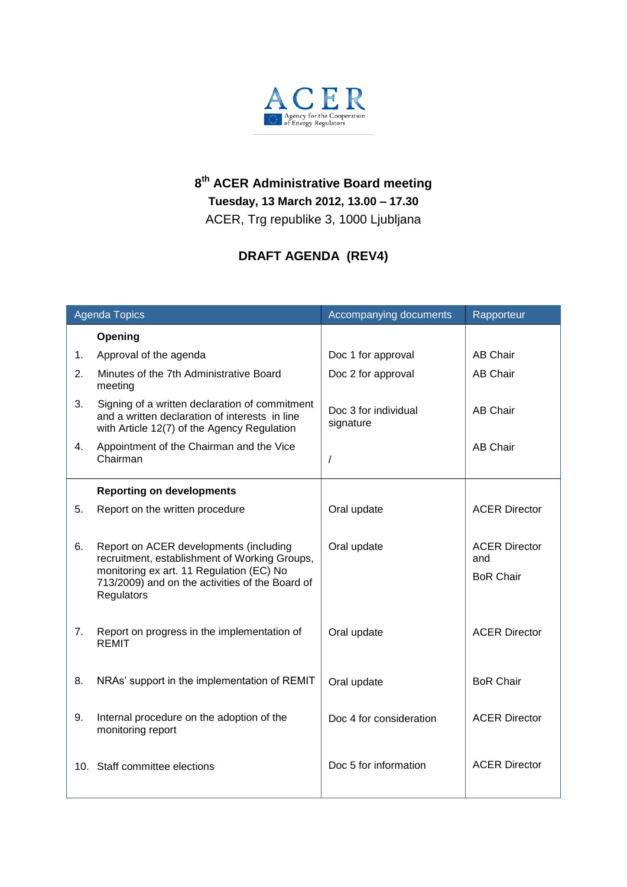ACER

Agency for the Cooperation of Energy Regulators

# 8th ACER Administrative Board meeting

**Tuesday, 13 March 2012, 13.00 – 17.30**

ACER, Trg republike 3, 1000 Ljubljana

## DRAFT AGENDA (REV4)

| Agenda Topics | Accompanying documents | Rapporteur |
|---|---|---|
| **Opening** | | |
| 1. Approval of the agenda | Doc 1 for approval | AB Chair |
| 2. Minutes of the 7th Administrative Board meeting | Doc 2 for approval | AB Chair |
| 3. Signing of a written declaration of commitment and a written declaration of interests in line with Article 12(7) of the Agency Regulation | Doc 3 for individual signature | AB Chair |
| 4. Appointment of the Chairman and the Vice Chairman | / | AB Chair |
| **Reporting on developments** | | |
| 5. Report on the written procedure | Oral update | ACER Director |
| 6. Report on ACER developments (including recruitment, establishment of Working Groups, monitoring ex art. 11 Regulation (EC) No 713/2009) and on the activities of the Board of Regulators | Oral update | ACER Director and BoR Chair |
| 7. Report on progress in the implementation of REMIT | Oral update | ACER Director |
| 8. NRAs' support in the implementation of REMIT | Oral update | BoR Chair |
| 9. Internal procedure on the adoption of the monitoring report | Doc 4 for consideration | ACER Director |
| 10. Staff committee elections | Doc 5 for information | ACER Director |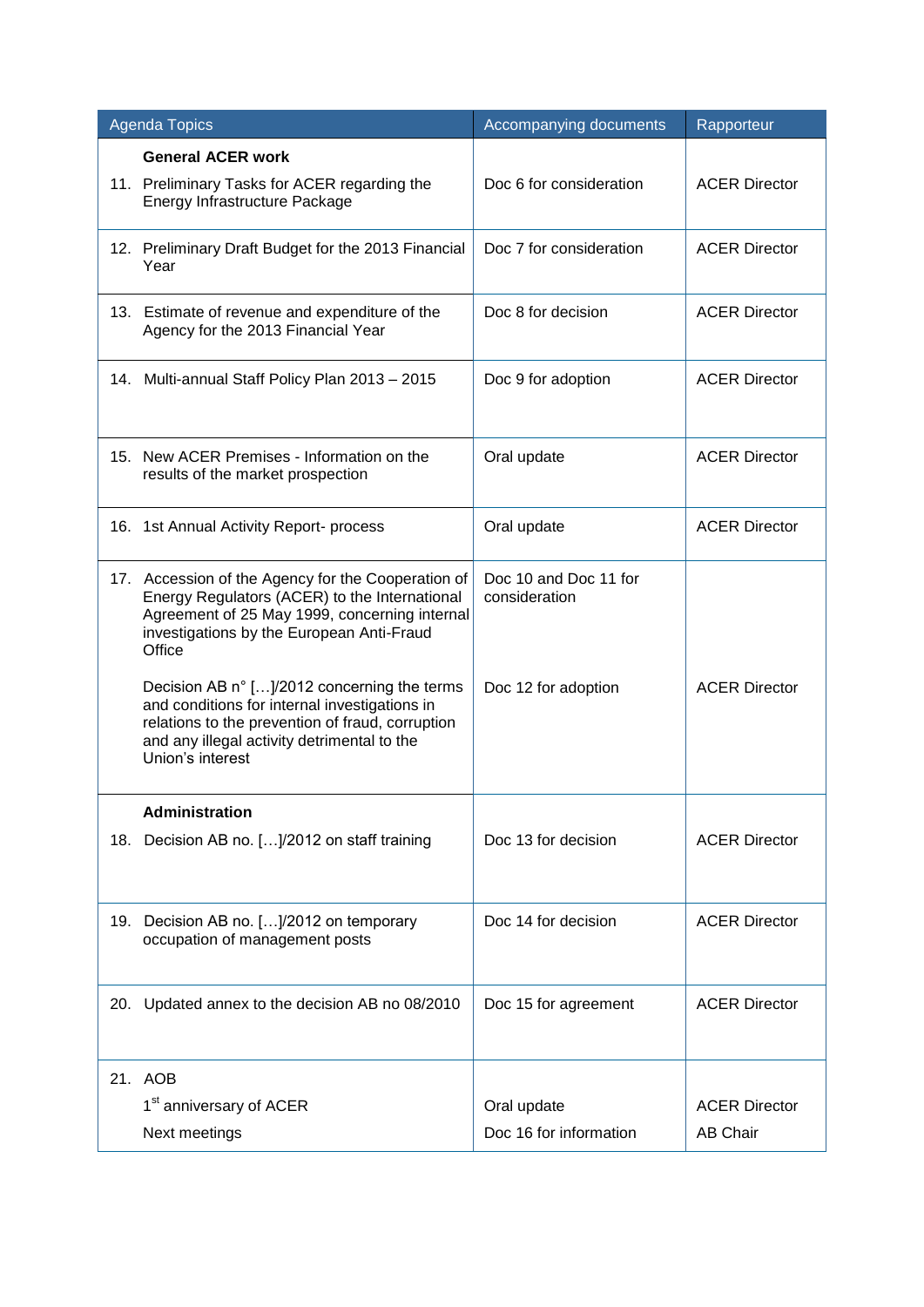| Agenda Topics | Accompanying documents | Rapporteur |
|---|---|---|
| **General ACER work** | | |
| 11. Preliminary Tasks for ACER regarding the Energy Infrastructure Package | Doc 6 for consideration | ACER Director |
| 12. Preliminary Draft Budget for the 2013 Financial Year | Doc 7 for consideration | ACER Director |
| 13. Estimate of revenue and expenditure of the Agency for the 2013 Financial Year | Doc 8 for decision | ACER Director |
| 14. Multi-annual Staff Policy Plan 2013 – 2015 | Doc 9 for adoption | ACER Director |
| 15. New ACER Premises - Information on the results of the market prospection | Oral update | ACER Director |
| 16. 1st Annual Activity Report- process | Oral update | ACER Director |
| 17. Accession of the Agency for the Cooperation of Energy Regulators (ACER) to the International Agreement of 25 May 1999, concerning internal investigations by the European Anti-Fraud Office | Doc 10 and Doc 11 for consideration | |
| Decision AB n° […]/2012 concerning the terms and conditions for internal investigations in relations to the prevention of fraud, corruption and any illegal activity detrimental to the Union's interest | Doc 12 for adoption | ACER Director |
| **Administration** | | |
| 18. Decision AB no. […]/2012 on staff training | Doc 13 for decision | ACER Director |
| 19. Decision AB no. […]/2012 on temporary occupation of management posts | Doc 14 for decision | ACER Director |
| 20. Updated annex to the decision AB no 08/2010 | Doc 15 for agreement | ACER Director |
| 21. AOB | | |
| 1st anniversary of ACER | Oral update | ACER Director |
| Next meetings | Doc 16 for information | AB Chair |